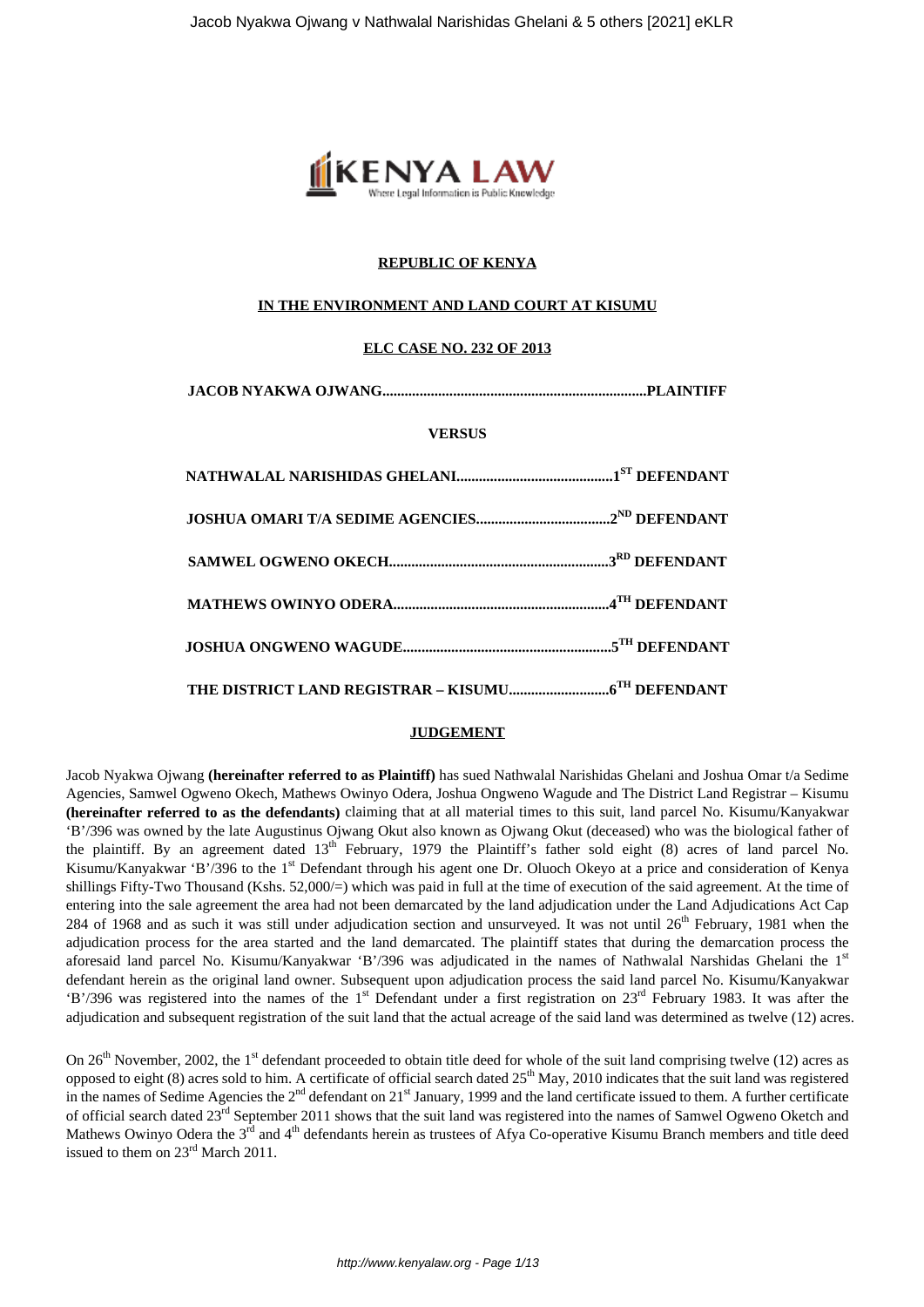**REPUBLIC OF KENYA**

**IN THE ENVIRONMENT AND LAND COURT AT KISUMU**

**ELC CASE NO. 232 OF 2013**

**JACOB NYAKWA OJWANG.......................................................................PLAINTIFF**

**VERSUS**

**NATHWALAL NARISHIDAS GHELANI..........................................1ST DEFENDANT**

**JOSHUA OMARI T/A SEDIME AGENCIES....................................2ND DEFENDANT**

**SAMWEL OGWENO OKECH..........................................................3RD DEFENDANT**

**MATHEWS OWINYO ODERA.........................................................4TH DEFENDANT**

**JOSHUA ONGWENO WAGUDE.......................................................5TH DEFENDANT**

**THE DISTRICT LAND REGISTRAR – KISUMU...........................6TH DEFENDANT**

**JUDGEMENT**

Jacob Nyakwa Ojwang **(hereinafter referred to as Plaintiff)** has sued Nathwalal Narishidas Ghelani and Joshua Omar t/a Sedime Agencies, Samwel Ogweno Okech, Mathews Owinyo Odera, Joshua Ongweno Wagude and The District Land Registrar – Kisumu **(hereinafter referred to as the defendants)** claiming that at all material times to this suit, land parcel No. Kisumu/Kanyakwar 'B'/396 was owned by the late Augustinus Ojwang Okut also known as Ojwang Okut (deceased) who was the biological father of the plaintiff. By an agreement dated 13th February, 1979 the Plaintiff's father sold eight (8) acres of land parcel No. Kisumu/Kanyakwar 'B'/396 to the 1st Defendant through his agent one Dr. Oluoch Okeyo at a price and consideration of Kenya shillings Fifty-Two Thousand (Kshs. 52,000/=) which was paid in full at the time of execution of the said agreement. At the time of entering into the sale agreement the area had not been demarcated by the land adjudication under the Land Adjudications Act Cap 284 of 1968 and as such it was still under adjudication section and unsurveyed. It was not until 26th February, 1981 when the adjudication process for the area started and the land demarcated. The plaintiff states that during the demarcation process the aforesaid land parcel No. Kisumu/Kanyakwar 'B'/396 was adjudicated in the names of Nathwalal Narshidas Ghelani the 1st defendant herein as the original land owner. Subsequent upon adjudication process the said land parcel No. Kisumu/Kanyakwar 'B'/396 was registered into the names of the 1st Defendant under a first registration on 23rd February 1983. It was after the adjudication and subsequent registration of the suit land that the actual acreage of the said land was determined as twelve (12) acres.

On 26th November, 2002, the 1st defendant proceeded to obtain title deed for whole of the suit land comprising twelve (12) acres as opposed to eight (8) acres sold to him. A certificate of official search dated 25th May, 2010 indicates that the suit land was registered in the names of Sedime Agencies the 2nd defendant on 21st January, 1999 and the land certificate issued to them. A further certificate of official search dated 23rd September 2011 shows that the suit land was registered into the names of Samwel Ogweno Oketch and Mathews Owinyo Odera the 3rd and 4th defendants herein as trustees of Afya Co-operative Kisumu Branch members and title deed issued to them on 23rd March 2011.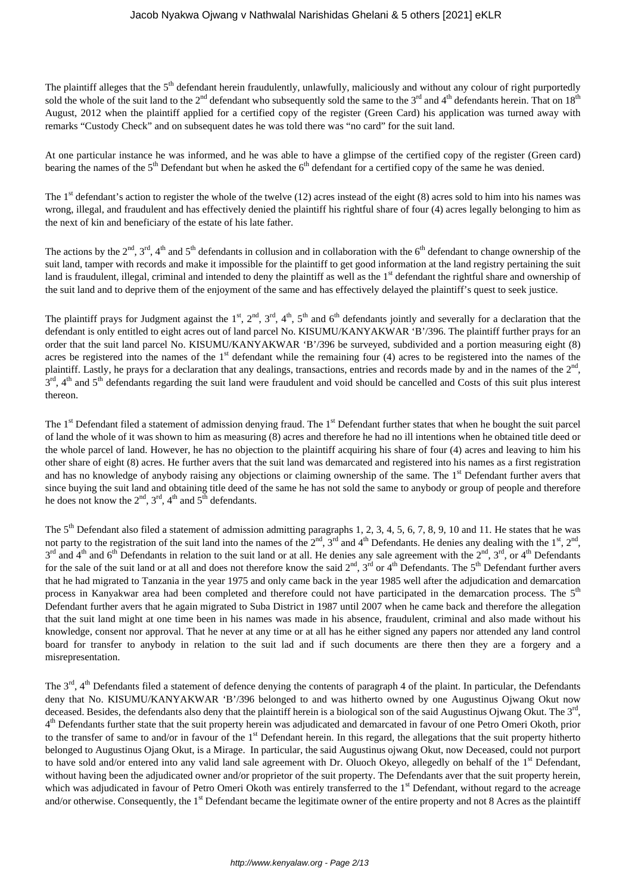The plaintiff alleges that the 5th defendant herein fraudulently, unlawfully, maliciously and without any colour of right purportedly sold the whole of the suit land to the 2nd defendant who subsequently sold the same to the 3rd and 4th defendants herein. That on 18th August, 2012 when the plaintiff applied for a certified copy of the register (Green Card) his application was turned away with remarks "Custody Check" and on subsequent dates he was told there was "no card" for the suit land.

At one particular instance he was informed, and he was able to have a glimpse of the certified copy of the register (Green card) bearing the names of the 5th Defendant but when he asked the 6th defendant for a certified copy of the same he was denied.

The 1st defendant's action to register the whole of the twelve (12) acres instead of the eight (8) acres sold to him into his names was wrong, illegal, and fraudulent and has effectively denied the plaintiff his rightful share of four (4) acres legally belonging to him as the next of kin and beneficiary of the estate of his late father.

The actions by the 2nd, 3rd, 4th and 5th defendants in collusion and in collaboration with the 6th defendant to change ownership of the suit land, tamper with records and make it impossible for the plaintiff to get good information at the land registry pertaining the suit land is fraudulent, illegal, criminal and intended to deny the plaintiff as well as the 1st defendant the rightful share and ownership of the suit land and to deprive them of the enjoyment of the same and has effectively delayed the plaintiff's quest to seek justice.

The plaintiff prays for Judgment against the 1st, 2nd, 3rd, 4th, 5th and 6th defendants jointly and severally for a declaration that the defendant is only entitled to eight acres out of land parcel No. KISUMU/KANYAKWAR 'B'/396. The plaintiff further prays for an order that the suit land parcel No. KISUMU/KANYAKWAR 'B'/396 be surveyed, subdivided and a portion measuring eight (8) acres be registered into the names of the 1st defendant while the remaining four (4) acres to be registered into the names of the plaintiff. Lastly, he prays for a declaration that any dealings, transactions, entries and records made by and in the names of the 2nd, 3rd, 4th and 5th defendants regarding the suit land were fraudulent and void should be cancelled and Costs of this suit plus interest thereon.

The 1st Defendant filed a statement of admission denying fraud. The 1st Defendant further states that when he bought the suit parcel of land the whole of it was shown to him as measuring (8) acres and therefore he had no ill intentions when he obtained title deed or the whole parcel of land. However, he has no objection to the plaintiff acquiring his share of four (4) acres and leaving to him his other share of eight (8) acres. He further avers that the suit land was demarcated and registered into his names as a first registration and has no knowledge of anybody raising any objections or claiming ownership of the same. The 1st Defendant further avers that since buying the suit land and obtaining title deed of the same he has not sold the same to anybody or group of people and therefore he does not know the 2nd, 3rd, 4th and 5th defendants.

The 5th Defendant also filed a statement of admission admitting paragraphs 1, 2, 3, 4, 5, 6, 7, 8, 9, 10 and 11. He states that he was not party to the registration of the suit land into the names of the 2nd, 3rd and 4th Defendants. He denies any dealing with the 1st, 2nd, 3rd and 4th and 6th Defendants in relation to the suit land or at all. He denies any sale agreement with the 2nd, 3rd, or 4th Defendants for the sale of the suit land or at all and does not therefore know the said 2nd, 3rd or 4th Defendants. The 5th Defendant further avers that he had migrated to Tanzania in the year 1975 and only came back in the year 1985 well after the adjudication and demarcation process in Kanyakwar area had been completed and therefore could not have participated in the demarcation process. The 5th Defendant further avers that he again migrated to Suba District in 1987 until 2007 when he came back and therefore the allegation that the suit land might at one time been in his names was made in his absence, fraudulent, criminal and also made without his knowledge, consent nor approval. That he never at any time or at all has he either signed any papers nor attended any land control board for transfer to anybody in relation to the suit lad and if such documents are there then they are a forgery and a misrepresentation.

The 3rd, 4th Defendants filed a statement of defence denying the contents of paragraph 4 of the plaint. In particular, the Defendants deny that No. KISUMU/KANYAKWAR 'B'/396 belonged to and was hitherto owned by one Augustinus Ojwang Okut now deceased. Besides, the defendants also deny that the plaintiff herein is a biological son of the said Augustinus Ojwang Okut. The 3rd, 4th Defendants further state that the suit property herein was adjudicated and demarcated in favour of one Petro Omeri Okoth, prior to the transfer of same to and/or in favour of the 1st Defendant herein. In this regard, the allegations that the suit property hitherto belonged to Augustinus Ojang Okut, is a Mirage. In particular, the said Augustinus ojwang Okut, now Deceased, could not purport to have sold and/or entered into any valid land sale agreement with Dr. Oluoch Okeyo, allegedly on behalf of the 1st Defendant, without having been the adjudicated owner and/or proprietor of the suit property. The Defendants aver that the suit property herein, which was adjudicated in favour of Petro Omeri Okoth was entirely transferred to the 1st Defendant, without regard to the acreage and/or otherwise. Consequently, the 1st Defendant became the legitimate owner of the entire property and not 8 Acres as the plaintiff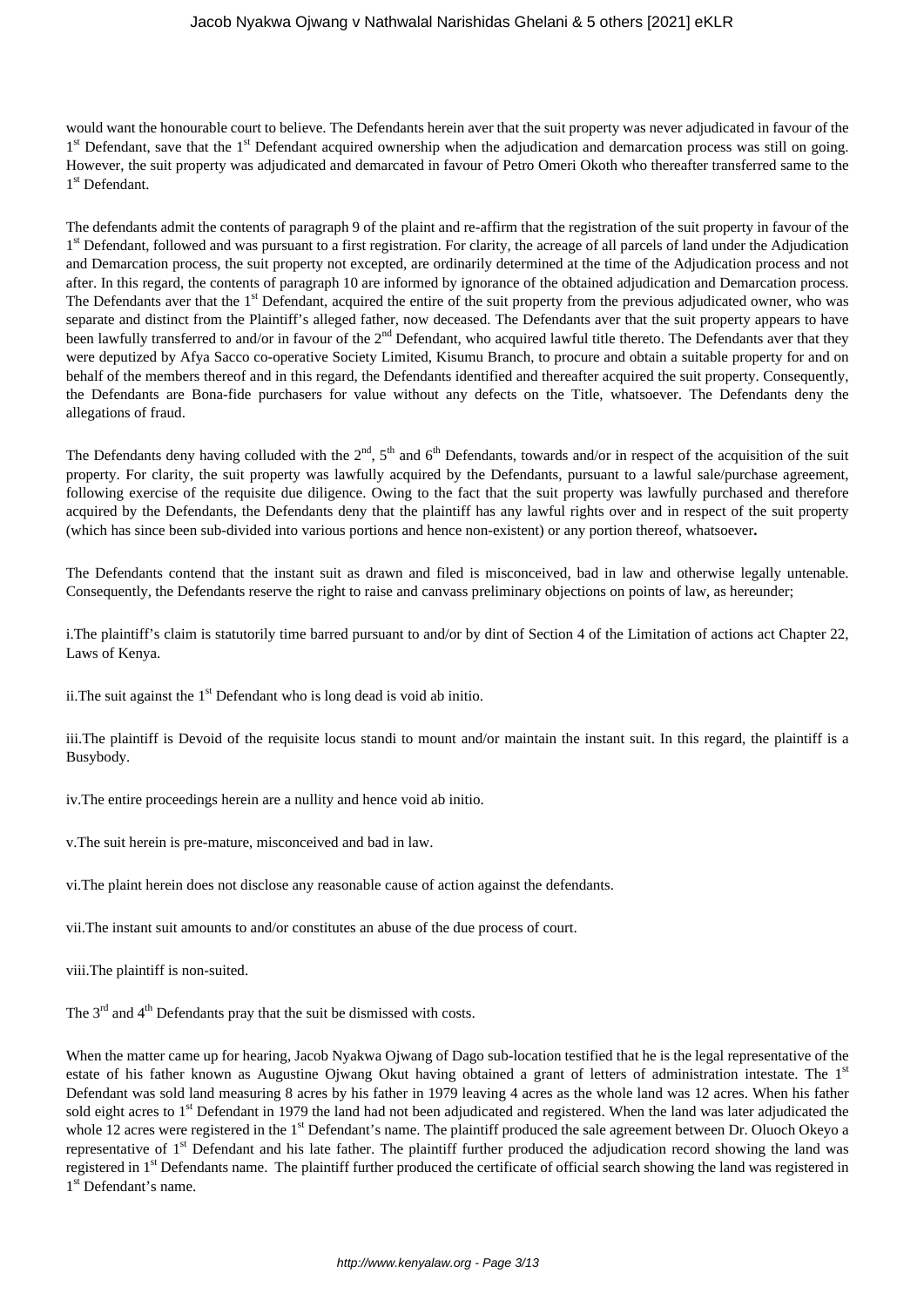would want the honourable court to believe. The Defendants herein aver that the suit property was never adjudicated in favour of the 1st Defendant, save that the 1st Defendant acquired ownership when the adjudication and demarcation process was still on going. However, the suit property was adjudicated and demarcated in favour of Petro Omeri Okoth who thereafter transferred same to the 1st Defendant.

The defendants admit the contents of paragraph 9 of the plaint and re-affirm that the registration of the suit property in favour of the 1st Defendant, followed and was pursuant to a first registration. For clarity, the acreage of all parcels of land under the Adjudication and Demarcation process, the suit property not excepted, are ordinarily determined at the time of the Adjudication process and not after. In this regard, the contents of paragraph 10 are informed by ignorance of the obtained adjudication and Demarcation process. The Defendants aver that the 1st Defendant, acquired the entire of the suit property from the previous adjudicated owner, who was separate and distinct from the Plaintiff's alleged father, now deceased. The Defendants aver that the suit property appears to have been lawfully transferred to and/or in favour of the 2nd Defendant, who acquired lawful title thereto. The Defendants aver that they were deputized by Afya Sacco co-operative Society Limited, Kisumu Branch, to procure and obtain a suitable property for and on behalf of the members thereof and in this regard, the Defendants identified and thereafter acquired the suit property. Consequently, the Defendants are Bona-fide purchasers for value without any defects on the Title, whatsoever. The Defendants deny the allegations of fraud.

The Defendants deny having colluded with the 2nd, 5th and 6th Defendants, towards and/or in respect of the acquisition of the suit property. For clarity, the suit property was lawfully acquired by the Defendants, pursuant to a lawful sale/purchase agreement, following exercise of the requisite due diligence. Owing to the fact that the suit property was lawfully purchased and therefore acquired by the Defendants, the Defendants deny that the plaintiff has any lawful rights over and in respect of the suit property (which has since been sub-divided into various portions and hence non-existent) or any portion thereof, whatsoever**.**

The Defendants contend that the instant suit as drawn and filed is misconceived, bad in law and otherwise legally untenable. Consequently, the Defendants reserve the right to raise and canvass preliminary objections on points of law, as hereunder;

i.The plaintiff's claim is statutorily time barred pursuant to and/or by dint of Section 4 of the Limitation of actions act Chapter 22, Laws of Kenya.

ii.The suit against the 1st Defendant who is long dead is void ab initio.

iii.The plaintiff is Devoid of the requisite locus standi to mount and/or maintain the instant suit. In this regard, the plaintiff is a Busybody.

iv.The entire proceedings herein are a nullity and hence void ab initio.

v.The suit herein is pre-mature, misconceived and bad in law.

vi.The plaint herein does not disclose any reasonable cause of action against the defendants.

vii.The instant suit amounts to and/or constitutes an abuse of the due process of court.

viii.The plaintiff is non-suited.

The 3rd and 4th Defendants pray that the suit be dismissed with costs.

When the matter came up for hearing, Jacob Nyakwa Ojwang of Dago sub-location testified that he is the legal representative of the estate of his father known as Augustine Ojwang Okut having obtained a grant of letters of administration intestate. The 1st Defendant was sold land measuring 8 acres by his father in 1979 leaving 4 acres as the whole land was 12 acres. When his father sold eight acres to 1st Defendant in 1979 the land had not been adjudicated and registered. When the land was later adjudicated the whole 12 acres were registered in the 1st Defendant's name. The plaintiff produced the sale agreement between Dr. Oluoch Okeyo a representative of 1st Defendant and his late father. The plaintiff further produced the adjudication record showing the land was registered in 1st Defendants name. The plaintiff further produced the certificate of official search showing the land was registered in 1st Defendant's name.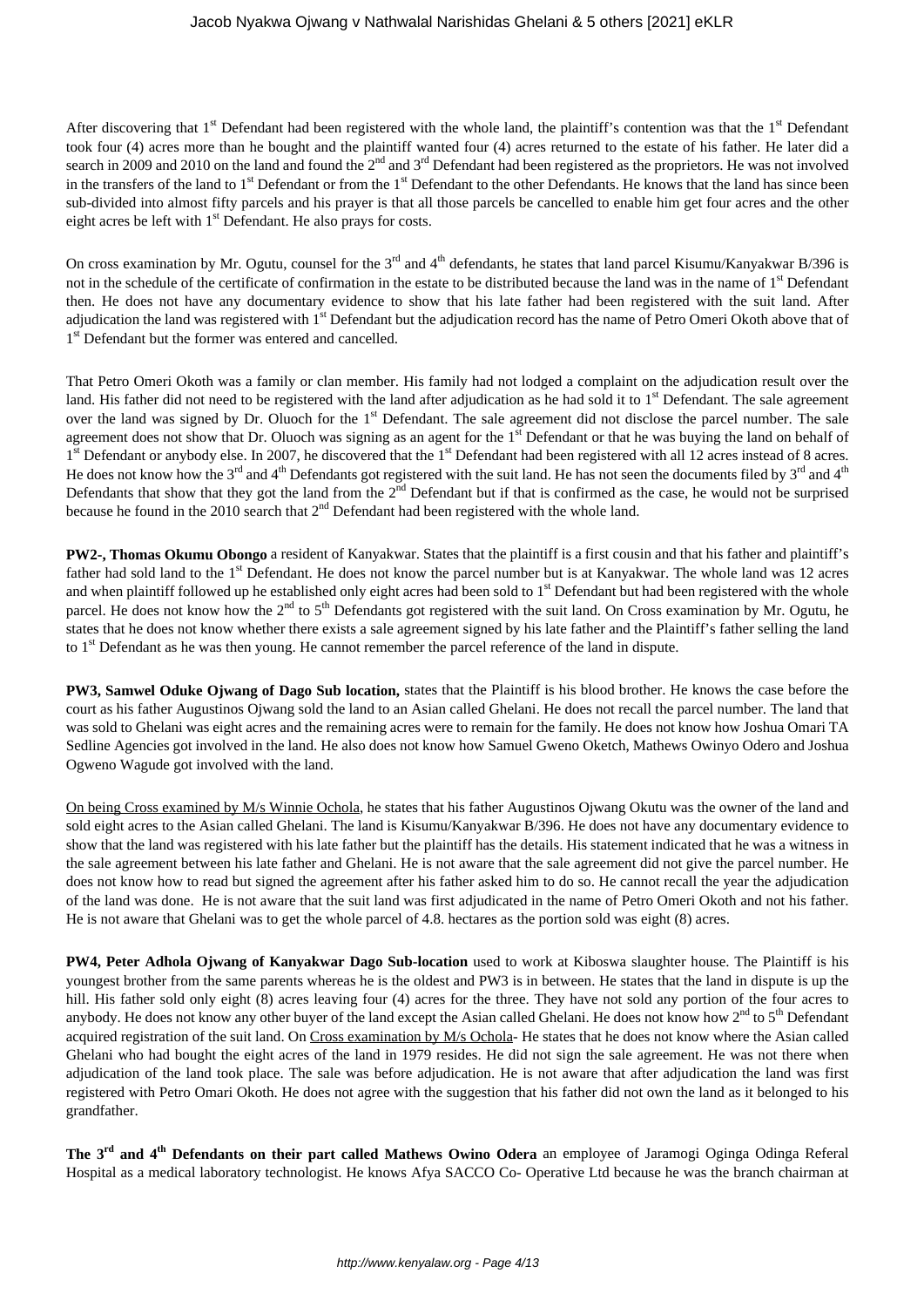After discovering that 1st Defendant had been registered with the whole land, the plaintiff's contention was that the 1st Defendant took four (4) acres more than he bought and the plaintiff wanted four (4) acres returned to the estate of his father. He later did a search in 2009 and 2010 on the land and found the 2nd and 3rd Defendant had been registered as the proprietors. He was not involved in the transfers of the land to 1st Defendant or from the 1st Defendant to the other Defendants. He knows that the land has since been sub-divided into almost fifty parcels and his prayer is that all those parcels be cancelled to enable him get four acres and the other eight acres be left with 1st Defendant. He also prays for costs.

On cross examination by Mr. Ogutu, counsel for the 3rd and 4th defendants, he states that land parcel Kisumu/Kanyakwar B/396 is not in the schedule of the certificate of confirmation in the estate to be distributed because the land was in the name of 1st Defendant then. He does not have any documentary evidence to show that his late father had been registered with the suit land. After adjudication the land was registered with 1st Defendant but the adjudication record has the name of Petro Omeri Okoth above that of 1st Defendant but the former was entered and cancelled.

That Petro Omeri Okoth was a family or clan member. His family had not lodged a complaint on the adjudication result over the land. His father did not need to be registered with the land after adjudication as he had sold it to 1st Defendant. The sale agreement over the land was signed by Dr. Oluoch for the 1st Defendant. The sale agreement did not disclose the parcel number. The sale agreement does not show that Dr. Oluoch was signing as an agent for the 1st Defendant or that he was buying the land on behalf of 1st Defendant or anybody else. In 2007, he discovered that the 1st Defendant had been registered with all 12 acres instead of 8 acres. He does not know how the 3rd and 4th Defendants got registered with the suit land. He has not seen the documents filed by 3rd and 4th Defendants that show that they got the land from the 2nd Defendant but if that is confirmed as the case, he would not be surprised because he found in the 2010 search that 2nd Defendant had been registered with the whole land.

**PW2-, Thomas Okumu Obongo** a resident of Kanyakwar. States that the plaintiff is a first cousin and that his father and plaintiff's father had sold land to the 1st Defendant. He does not know the parcel number but is at Kanyakwar. The whole land was 12 acres and when plaintiff followed up he established only eight acres had been sold to 1st Defendant but had been registered with the whole parcel. He does not know how the 2nd to 5th Defendants got registered with the suit land. On Cross examination by Mr. Ogutu, he states that he does not know whether there exists a sale agreement signed by his late father and the Plaintiff's father selling the land to 1st Defendant as he was then young. He cannot remember the parcel reference of the land in dispute.

**PW3, Samwel Oduke Ojwang of Dago Sub location,** states that the Plaintiff is his blood brother. He knows the case before the court as his father Augustinos Ojwang sold the land to an Asian called Ghelani. He does not recall the parcel number. The land that was sold to Ghelani was eight acres and the remaining acres were to remain for the family. He does not know how Joshua Omari TA Sedline Agencies got involved in the land. He also does not know how Samuel Gweno Oketch, Mathews Owinyo Odero and Joshua Ogweno Wagude got involved with the land.

On being Cross examined by M/s Winnie Ochola, he states that his father Augustinos Ojwang Okutu was the owner of the land and sold eight acres to the Asian called Ghelani. The land is Kisumu/Kanyakwar B/396. He does not have any documentary evidence to show that the land was registered with his late father but the plaintiff has the details. His statement indicated that he was a witness in the sale agreement between his late father and Ghelani. He is not aware that the sale agreement did not give the parcel number. He does not know how to read but signed the agreement after his father asked him to do so. He cannot recall the year the adjudication of the land was done. He is not aware that the suit land was first adjudicated in the name of Petro Omeri Okoth and not his father. He is not aware that Ghelani was to get the whole parcel of 4.8. hectares as the portion sold was eight (8) acres.

**PW4, Peter Adhola Ojwang of Kanyakwar Dago Sub-location** used to work at Kiboswa slaughter house. The Plaintiff is his youngest brother from the same parents whereas he is the oldest and PW3 is in between. He states that the land in dispute is up the hill. His father sold only eight (8) acres leaving four (4) acres for the three. They have not sold any portion of the four acres to anybody. He does not know any other buyer of the land except the Asian called Ghelani. He does not know how 2nd to 5th Defendant acquired registration of the suit land. On Cross examination by M/s Ochola- He states that he does not know where the Asian called Ghelani who had bought the eight acres of the land in 1979 resides. He did not sign the sale agreement. He was not there when adjudication of the land took place. The sale was before adjudication. He is not aware that after adjudication the land was first registered with Petro Omari Okoth. He does not agree with the suggestion that his father did not own the land as it belonged to his grandfather.

**The 3rd and 4th Defendants on their part called Mathews Owino Odera** an employee of Jaramogi Oginga Odinga Referal Hospital as a medical laboratory technologist. He knows Afya SACCO Co- Operative Ltd because he was the branch chairman at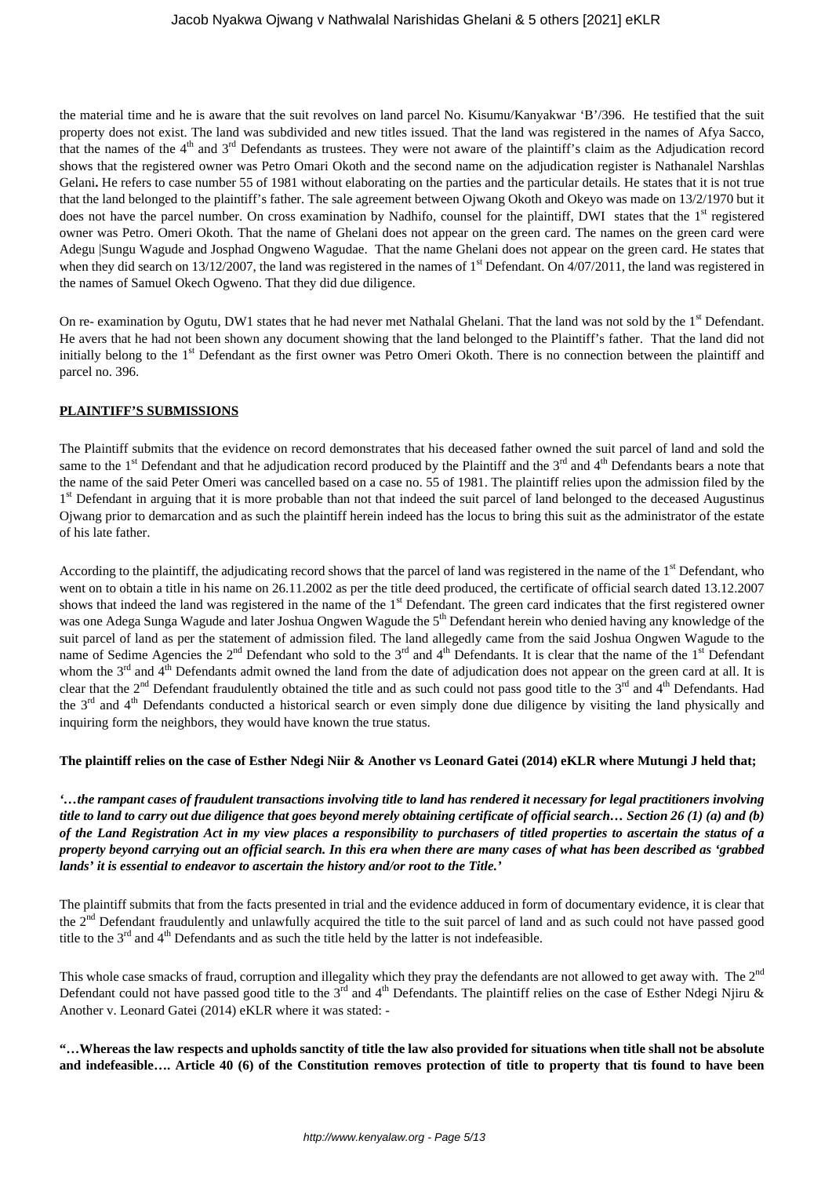the material time and he is aware that the suit revolves on land parcel No. Kisumu/Kanyakwar 'B'/396. He testified that the suit property does not exist. The land was subdivided and new titles issued. That the land was registered in the names of Afya Sacco, that the names of the 4th and 3rd Defendants as trustees. They were not aware of the plaintiff's claim as the Adjudication record shows that the registered owner was Petro Omari Okoth and the second name on the adjudication register is Nathanalel Narshlas Gelani**.** He refers to case number 55 of 1981 without elaborating on the parties and the particular details. He states that it is not true that the land belonged to the plaintiff's father. The sale agreement between Ojwang Okoth and Okeyo was made on 13/2/1970 but it does not have the parcel number. On cross examination by Nadhifo, counsel for the plaintiff, DWI states that the 1st registered owner was Petro. Omeri Okoth. That the name of Ghelani does not appear on the green card. The names on the green card were Adegu |Sungu Wagude and Josphad Ongweno Wagudae. That the name Ghelani does not appear on the green card. He states that when they did search on 13/12/2007, the land was registered in the names of 1st Defendant. On 4/07/2011, the land was registered in the names of Samuel Okech Ogweno. That they did due diligence.

On re- examination by Ogutu, DW1 states that he had never met Nathalal Ghelani. That the land was not sold by the 1st Defendant. He avers that he had not been shown any document showing that the land belonged to the Plaintiff's father. That the land did not initially belong to the 1st Defendant as the first owner was Petro Omeri Okoth. There is no connection between the plaintiff and parcel no. 396.

**PLAINTIFF'S SUBMISSIONS**

The Plaintiff submits that the evidence on record demonstrates that his deceased father owned the suit parcel of land and sold the same to the 1st Defendant and that he adjudication record produced by the Plaintiff and the 3rd and 4th Defendants bears a note that the name of the said Peter Omeri was cancelled based on a case no. 55 of 1981. The plaintiff relies upon the admission filed by the 1st Defendant in arguing that it is more probable than not that indeed the suit parcel of land belonged to the deceased Augustinus Ojwang prior to demarcation and as such the plaintiff herein indeed has the locus to bring this suit as the administrator of the estate of his late father.

According to the plaintiff, the adjudicating record shows that the parcel of land was registered in the name of the 1st Defendant, who went on to obtain a title in his name on 26.11.2002 as per the title deed produced, the certificate of official search dated 13.12.2007 shows that indeed the land was registered in the name of the 1st Defendant. The green card indicates that the first registered owner was one Adega Sunga Wagude and later Joshua Ongwen Wagude the 5th Defendant herein who denied having any knowledge of the suit parcel of land as per the statement of admission filed. The land allegedly came from the said Joshua Ongwen Wagude to the name of Sedime Agencies the 2nd Defendant who sold to the 3rd and 4th Defendants. It is clear that the name of the 1st Defendant whom the 3rd and 4th Defendants admit owned the land from the date of adjudication does not appear on the green card at all. It is clear that the 2nd Defendant fraudulently obtained the title and as such could not pass good title to the 3rd and 4th Defendants. Had the 3rd and 4th Defendants conducted a historical search or even simply done due diligence by visiting the land physically and inquiring form the neighbors, they would have known the true status.

**The plaintiff relies on the case of Esther Ndegi Niir & Another vs Leonard Gatei (2014) eKLR where Mutungi J held that;**

***'…the rampant cases of fraudulent transactions involving title to land has rendered it necessary for legal practitioners involving title to land to carry out due diligence that goes beyond merely obtaining certificate of official search… Section 26 (1) (a) and (b) of the Land Registration Act in my view places a responsibility to purchasers of titled properties to ascertain the status of a property beyond carrying out an official search. In this era when there are many cases of what has been described as 'grabbed lands' it is essential to endeavor to ascertain the history and/or root to the Title.'***

The plaintiff submits that from the facts presented in trial and the evidence adduced in form of documentary evidence, it is clear that the 2nd Defendant fraudulently and unlawfully acquired the title to the suit parcel of land and as such could not have passed good title to the 3rd and 4th Defendants and as such the title held by the latter is not indefeasible.

This whole case smacks of fraud, corruption and illegality which they pray the defendants are not allowed to get away with. The 2nd Defendant could not have passed good title to the 3rd and 4th Defendants. The plaintiff relies on the case of Esther Ndegi Njiru & Another v. Leonard Gatei (2014) eKLR where it was stated: -

**"…Whereas the law respects and upholds sanctity of title the law also provided for situations when title shall not be absolute and indefeasible…. Article 40 (6) of the Constitution removes protection of title to property that tis found to have been**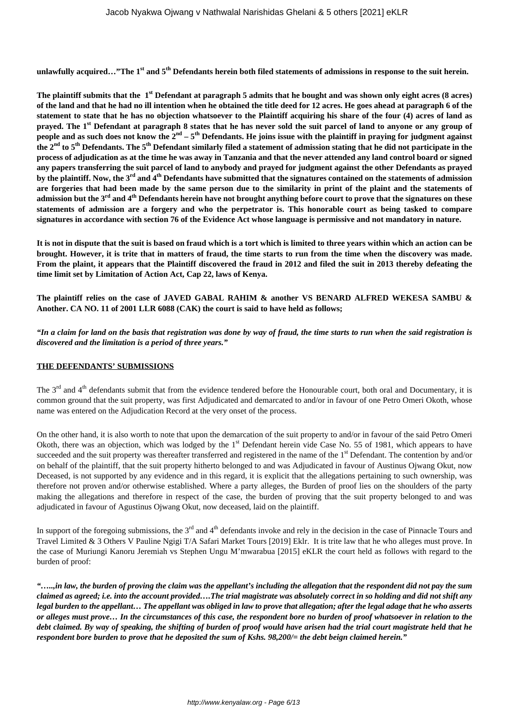**unlawfully acquired…"The 1st and 5th Defendants herein both filed statements of admissions in response to the suit herein.**

**The plaintiff submits that the 1st Defendant at paragraph 5 admits that he bought and was shown only eight acres (8 acres) of the land and that he had no ill intention when he obtained the title deed for 12 acres. He goes ahead at paragraph 6 of the statement to state that he has no objection whatsoever to the Plaintiff acquiring his share of the four (4) acres of land as prayed. The 1st Defendant at paragraph 8 states that he has never sold the suit parcel of land to anyone or any group of people and as such does not know the 2nd – 5th Defendants. He joins issue with the plaintiff in praying for judgment against the 2nd to 5th Defendants. The 5th Defendant similarly filed a statement of admission stating that he did not participate in the process of adjudication as at the time he was away in Tanzania and that the never attended any land control board or signed any papers transferring the suit parcel of land to anybody and prayed for judgment against the other Defendants as prayed by the plaintiff. Now, the 3rd and 4th Defendants have submitted that the signatures contained on the statements of admission are forgeries that had been made by the same person due to the similarity in print of the plaint and the statements of admission but the 3rd and 4th Defendants herein have not brought anything before court to prove that the signatures on these statements of admission are a forgery and who the perpetrator is. This honorable court as being tasked to compare signatures in accordance with section 76 of the Evidence Act whose language is permissive and not mandatory in nature.**

**It is not in dispute that the suit is based on fraud which is a tort which is limited to three years within which an action can be brought. However, it is trite that in matters of fraud, the time starts to run from the time when the discovery was made. From the plaint, it appears that the Plaintiff discovered the fraud in 2012 and filed the suit in 2013 thereby defeating the time limit set by Limitation of Action Act, Cap 22, laws of Kenya.**

**The plaintiff relies on the case of JAVED GABAL RAHIM & another VS BENARD ALFRED WEKESA SAMBU & Another. CA NO. 11 of 2001 LLR 6088 (CAK) the court is said to have held as follows;**

***"In a claim for land on the basis that registration was done by way of fraud, the time starts to run when the said registration is discovered and the limitation is a period of three years."***

**THE DEFENDANTS' SUBMISSIONS**

The 3rd and 4th defendants submit that from the evidence tendered before the Honourable court, both oral and Documentary, it is common ground that the suit property, was first Adjudicated and demarcated to and/or in favour of one Petro Omeri Okoth, whose name was entered on the Adjudication Record at the very onset of the process.

On the other hand, it is also worth to note that upon the demarcation of the suit property to and/or in favour of the said Petro Omeri Okoth, there was an objection, which was lodged by the 1st Defendant herein vide Case No. 55 of 1981, which appears to have succeeded and the suit property was thereafter transferred and registered in the name of the 1st Defendant. The contention by and/or on behalf of the plaintiff, that the suit property hitherto belonged to and was Adjudicated in favour of Austinus Ojwang Okut, now Deceased, is not supported by any evidence and in this regard, it is explicit that the allegations pertaining to such ownership, was therefore not proven and/or otherwise established. Where a party alleges, the Burden of proof lies on the shoulders of the party making the allegations and therefore in respect of the case, the burden of proving that the suit property belonged to and was adjudicated in favour of Agustinus Ojwang Okut, now deceased, laid on the plaintiff.

In support of the foregoing submissions, the 3rd and 4th defendants invoke and rely in the decision in the case of Pinnacle Tours and Travel Limited & 3 Others V Pauline Ngigi T/A Safari Market Tours [2019] Eklr. It is trite law that he who alleges must prove. In the case of Muriungi Kanoru Jeremiah vs Stephen Ungu M'mwarabua [2015] eKLR the court held as follows with regard to the burden of proof:

***"…..,in law, the burden of proving the claim was the appellant's including the allegation that the respondent did not pay the sum claimed as agreed; i.e. into the account provided….The trial magistrate was absolutely correct in so holding and did not shift any legal burden to the appellant… The appellant was obliged in law to prove that allegation; after the legal adage that he who asserts or alleges must prove… In the circumstances of this case, the respondent bore no burden of proof whatsoever in relation to the debt claimed. By way of speaking, the shifting of burden of proof would have arisen had the trial court magistrate held that he respondent bore burden to prove that he deposited the sum of Kshs. 98,200/= the debt beign claimed herein."***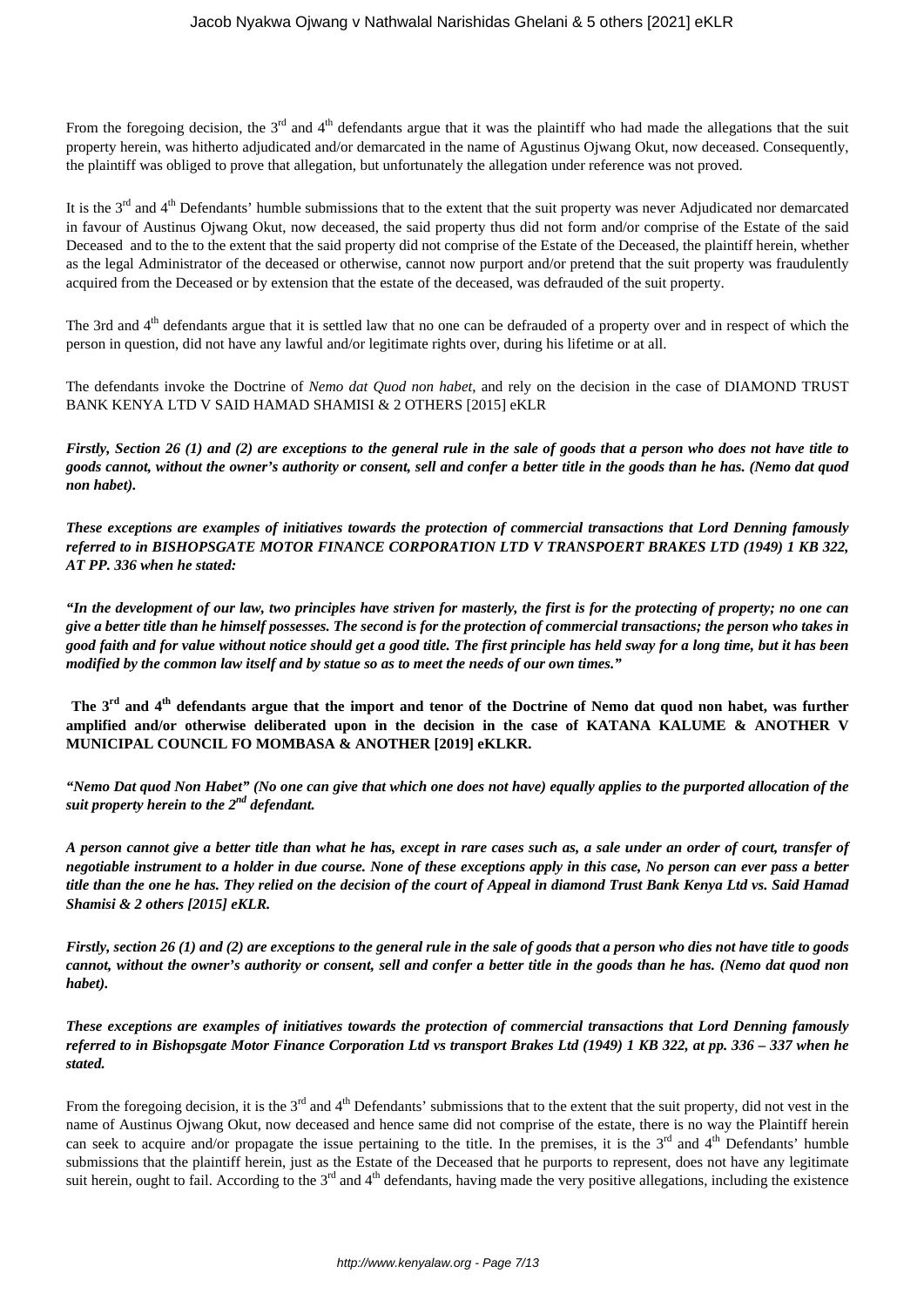From the foregoing decision, the 3[rd] and 4[th] defendants argue that it was the plaintiff who had made the allegations that the suit property herein, was hitherto adjudicated and/or demarcated in the name of Agustinus Ojwang Okut, now deceased. Consequently, the plaintiff was obliged to prove that allegation, but unfortunately the allegation under reference was not proved.

It is the 3[rd] and 4[th] Defendants' humble submissions that to the extent that the suit property was never Adjudicated nor demarcated in favour of Austinus Ojwang Okut, now deceased, the said property thus did not form and/or comprise of the Estate of the said Deceased and to the to the extent that the said property did not comprise of the Estate of the Deceased, the plaintiff herein, whether as the legal Administrator of the deceased or otherwise, cannot now purport and/or pretend that the suit property was fraudulently acquired from the Deceased or by extension that the estate of the deceased, was defrauded of the suit property.

The 3rd and 4[th] defendants argue that it is settled law that no one can be defrauded of a property over and in respect of which the person in question, did not have any lawful and/or legitimate rights over, during his lifetime or at all.

The defendants invoke the Doctrine of *Nemo dat Quod non habet*, and rely on the decision in the case of DIAMOND TRUST BANK KENYA LTD V SAID HAMAD SHAMISI & 2 OTHERS [2015] eKLR

***Firstly, Section 26 (1) and (2) are exceptions to the general rule in the sale of goods that a person who does not have title to goods cannot, without the owner's authority or consent, sell and confer a better title in the goods than he has. (Nemo dat quod non habet).***

***These exceptions are examples of initiatives towards the protection of commercial transactions that Lord Denning famously referred to in BISHOPSGATE MOTOR FINANCE CORPORATION LTD V TRANSPOERT BRAKES LTD (1949) 1 KB 322, AT PP. 336 when he stated:***

***"In the development of our law, two principles have striven for masterly, the first is for the protecting of property; no one can give a better title than he himself possesses. The second is for the protection of commercial transactions; the person who takes in good faith and for value without notice should get a good title. The first principle has held sway for a long time, but it has been modified by the common law itself and by statue so as to meet the needs of our own times."***

**The 3[rd] and 4[th] defendants argue that the import and tenor of the Doctrine of Nemo dat quod non habet, was further amplified and/or otherwise deliberated upon in the decision in the case of KATANA KALUME & ANOTHER V MUNICIPAL COUNCIL FO MOMBASA & ANOTHER [2019] eKLKR.**

***"Nemo Dat quod Non Habet" (No one can give that which one does not have) equally applies to the purported allocation of the suit property herein to the 2[nd] defendant.***

***A person cannot give a better title than what he has, except in rare cases such as, a sale under an order of court, transfer of negotiable instrument to a holder in due course. None of these exceptions apply in this case, No person can ever pass a better title than the one he has. They relied on the decision of the court of Appeal in diamond Trust Bank Kenya Ltd vs. Said Hamad Shamisi & 2 others [2015] eKLR.***

***Firstly, section 26 (1) and (2) are exceptions to the general rule in the sale of goods that a person who dies not have title to goods cannot, without the owner's authority or consent, sell and confer a better title in the goods than he has. (Nemo dat quod non habet).***

***These exceptions are examples of initiatives towards the protection of commercial transactions that Lord Denning famously referred to in Bishopsgate Motor Finance Corporation Ltd vs transport Brakes Ltd (1949) 1 KB 322, at pp. 336 – 337 when he stated.***

From the foregoing decision, it is the 3[rd] and 4[th] Defendants' submissions that to the extent that the suit property, did not vest in the name of Austinus Ojwang Okut, now deceased and hence same did not comprise of the estate, there is no way the Plaintiff herein can seek to acquire and/or propagate the issue pertaining to the title. In the premises, it is the 3[rd] and 4[th] Defendants' humble submissions that the plaintiff herein, just as the Estate of the Deceased that he purports to represent, does not have any legitimate suit herein, ought to fail. According to the 3[rd] and 4[th] defendants, having made the very positive allegations, including the existence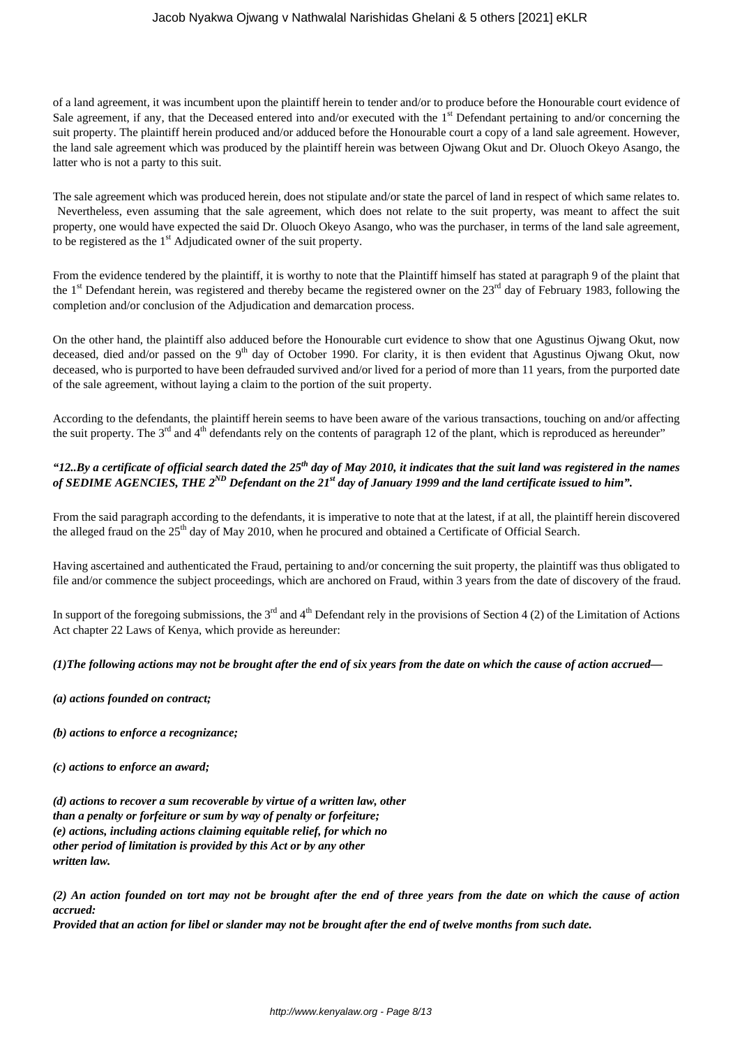of a land agreement, it was incumbent upon the plaintiff herein to tender and/or to produce before the Honourable court evidence of Sale agreement, if any, that the Deceased entered into and/or executed with the 1st Defendant pertaining to and/or concerning the suit property. The plaintiff herein produced and/or adduced before the Honourable court a copy of a land sale agreement. However, the land sale agreement which was produced by the plaintiff herein was between Ojwang Okut and Dr. Oluoch Okeyo Asango, the latter who is not a party to this suit.

The sale agreement which was produced herein, does not stipulate and/or state the parcel of land in respect of which same relates to. Nevertheless, even assuming that the sale agreement, which does not relate to the suit property, was meant to affect the suit property, one would have expected the said Dr. Oluoch Okeyo Asango, who was the purchaser, in terms of the land sale agreement, to be registered as the 1st Adjudicated owner of the suit property.

From the evidence tendered by the plaintiff, it is worthy to note that the Plaintiff himself has stated at paragraph 9 of the plaint that the 1st Defendant herein, was registered and thereby became the registered owner on the 23rd day of February 1983, following the completion and/or conclusion of the Adjudication and demarcation process.

On the other hand, the plaintiff also adduced before the Honourable curt evidence to show that one Agustinus Ojwang Okut, now deceased, died and/or passed on the 9th day of October 1990. For clarity, it is then evident that Agustinus Ojwang Okut, now deceased, who is purported to have been defrauded survived and/or lived for a period of more than 11 years, from the purported date of the sale agreement, without laying a claim to the portion of the suit property.

According to the defendants, the plaintiff herein seems to have been aware of the various transactions, touching on and/or affecting the suit property. The 3rd and 4th defendants rely on the contents of paragraph 12 of the plant, which is reproduced as hereunder"

***"12..By a certificate of official search dated the 25th day of May 2010, it indicates that the suit land was registered in the names of SEDIME AGENCIES, THE 2ND Defendant on the 21st day of January 1999 and the land certificate issued to him".***

From the said paragraph according to the defendants, it is imperative to note that at the latest, if at all, the plaintiff herein discovered the alleged fraud on the 25th day of May 2010, when he procured and obtained a Certificate of Official Search.

Having ascertained and authenticated the Fraud, pertaining to and/or concerning the suit property, the plaintiff was thus obligated to file and/or commence the subject proceedings, which are anchored on Fraud, within 3 years from the date of discovery of the fraud.

In support of the foregoing submissions, the 3rd and 4th Defendant rely in the provisions of Section 4 (2) of the Limitation of Actions Act chapter 22 Laws of Kenya, which provide as hereunder:

***(1)The following actions may not be brought after the end of six years from the date on which the cause of action accrued—***

***(a) actions founded on contract;***

***(b) actions to enforce a recognizance;***

***(c) actions to enforce an award;***

***(d) actions to recover a sum recoverable by virtue of a written law, other than a penalty or forfeiture or sum by way of penalty or forfeiture;***
***(e) actions, including actions claiming equitable relief, for which no other period of limitation is provided by this Act or by any other written law.***

***(2) An action founded on tort may not be brought after the end of three years from the date on which the cause of action accrued:***
***Provided that an action for libel or slander may not be brought after the end of twelve months from such date.***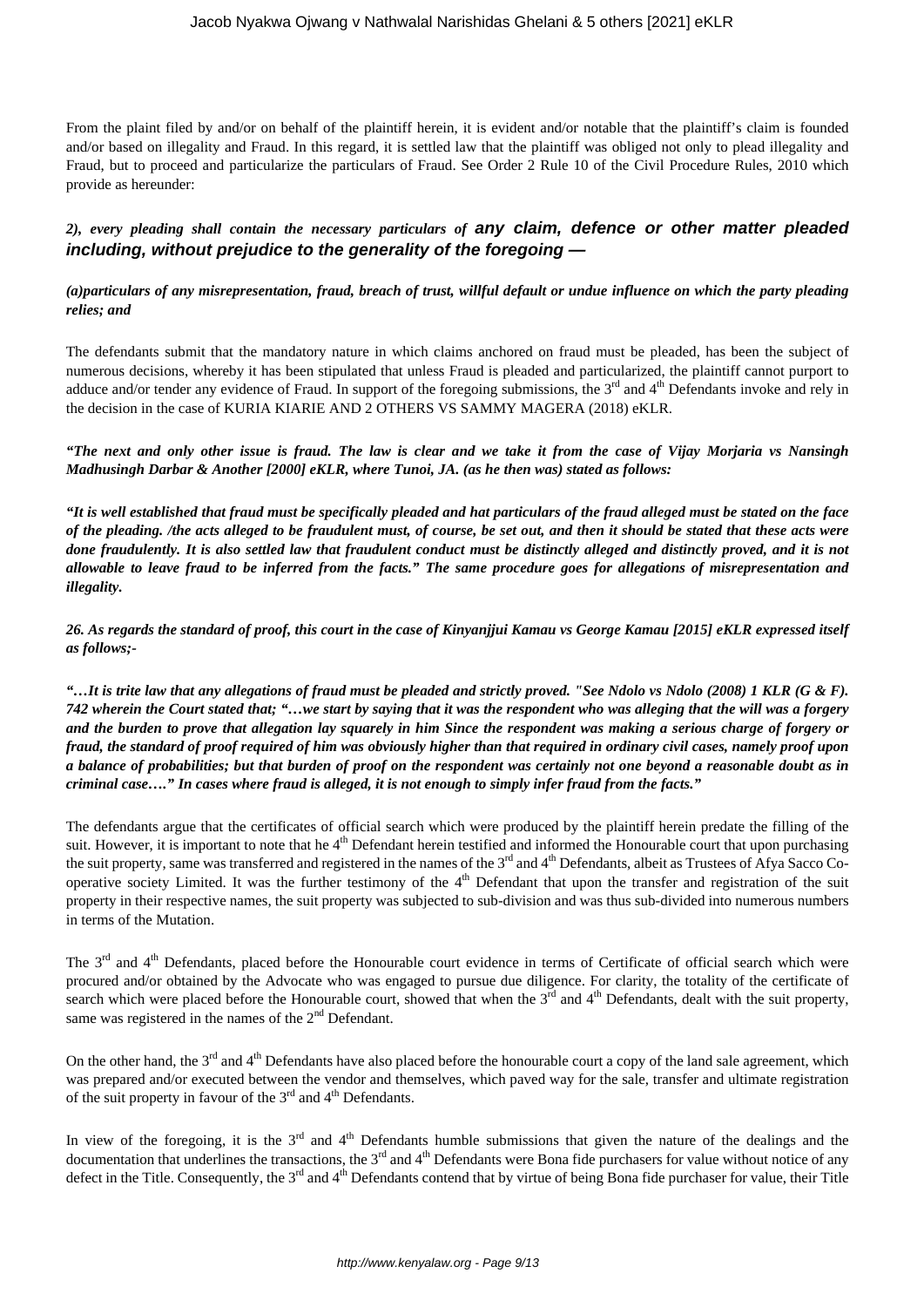From the plaint filed by and/or on behalf of the plaintiff herein, it is evident and/or notable that the plaintiff's claim is founded and/or based on illegality and Fraud. In this regard, it is settled law that the plaintiff was obliged not only to plead illegality and Fraud, but to proceed and particularize the particulars of Fraud. See Order 2 Rule 10 of the Civil Procedure Rules, 2010 which provide as hereunder:

***2), every pleading shall contain the necessary particulars of any claim, defence or other matter pleaded including, without prejudice to the generality of the foregoing —***

***(a)particulars of any misrepresentation, fraud, breach of trust, willful default or undue influence on which the party pleading relies; and***

The defendants submit that the mandatory nature in which claims anchored on fraud must be pleaded, has been the subject of numerous decisions, whereby it has been stipulated that unless Fraud is pleaded and particularized, the plaintiff cannot purport to adduce and/or tender any evidence of Fraud. In support of the foregoing submissions, the 3rd and 4th Defendants invoke and rely in the decision in the case of KURIA KIARIE AND 2 OTHERS VS SAMMY MAGERA (2018) eKLR.

***"The next and only other issue is fraud. The law is clear and we take it from the case of Vijay Morjaria vs Nansingh Madhusingh Darbar & Another [2000] eKLR, where Tunoi, JA. (as he then was) stated as follows:***

***"It is well established that fraud must be specifically pleaded and hat particulars of the fraud alleged must be stated on the face of the pleading. /the acts alleged to be fraudulent must, of course, be set out, and then it should be stated that these acts were done fraudulently. It is also settled law that fraudulent conduct must be distinctly alleged and distinctly proved, and it is not allowable to leave fraud to be inferred from the facts." The same procedure goes for allegations of misrepresentation and illegality.***

***26. As regards the standard of proof, this court in the case of Kinyanjjui Kamau vs George Kamau [2015] eKLR expressed itself as follows;-***

***"…It is trite law that any allegations of fraud must be pleaded and strictly proved. "See Ndolo vs Ndolo (2008) 1 KLR (G & F). 742 wherein the Court stated that; "…we start by saying that it was the respondent who was alleging that the will was a forgery and the burden to prove that allegation lay squarely in him Since the respondent was making a serious charge of forgery or fraud, the standard of proof required of him was obviously higher than that required in ordinary civil cases, namely proof upon a balance of probabilities; but that burden of proof on the respondent was certainly not one beyond a reasonable doubt as in criminal case…." In cases where fraud is alleged, it is not enough to simply infer fraud from the facts."***

The defendants argue that the certificates of official search which were produced by the plaintiff herein predate the filling of the suit. However, it is important to note that he 4th Defendant herein testified and informed the Honourable court that upon purchasing the suit property, same was transferred and registered in the names of the 3rd and 4th Defendants, albeit as Trustees of Afya Sacco Co-operative society Limited. It was the further testimony of the 4th Defendant that upon the transfer and registration of the suit property in their respective names, the suit property was subjected to sub-division and was thus sub-divided into numerous numbers in terms of the Mutation.

The 3rd and 4th Defendants, placed before the Honourable court evidence in terms of Certificate of official search which were procured and/or obtained by the Advocate who was engaged to pursue due diligence. For clarity, the totality of the certificate of search which were placed before the Honourable court, showed that when the 3rd and 4th Defendants, dealt with the suit property, same was registered in the names of the 2nd Defendant.

On the other hand, the 3rd and 4th Defendants have also placed before the honourable court a copy of the land sale agreement, which was prepared and/or executed between the vendor and themselves, which paved way for the sale, transfer and ultimate registration of the suit property in favour of the 3rd and 4th Defendants.

In view of the foregoing, it is the 3rd and 4th Defendants humble submissions that given the nature of the dealings and the documentation that underlines the transactions, the 3rd and 4th Defendants were Bona fide purchasers for value without notice of any defect in the Title. Consequently, the 3rd and 4th Defendants contend that by virtue of being Bona fide purchaser for value, their Title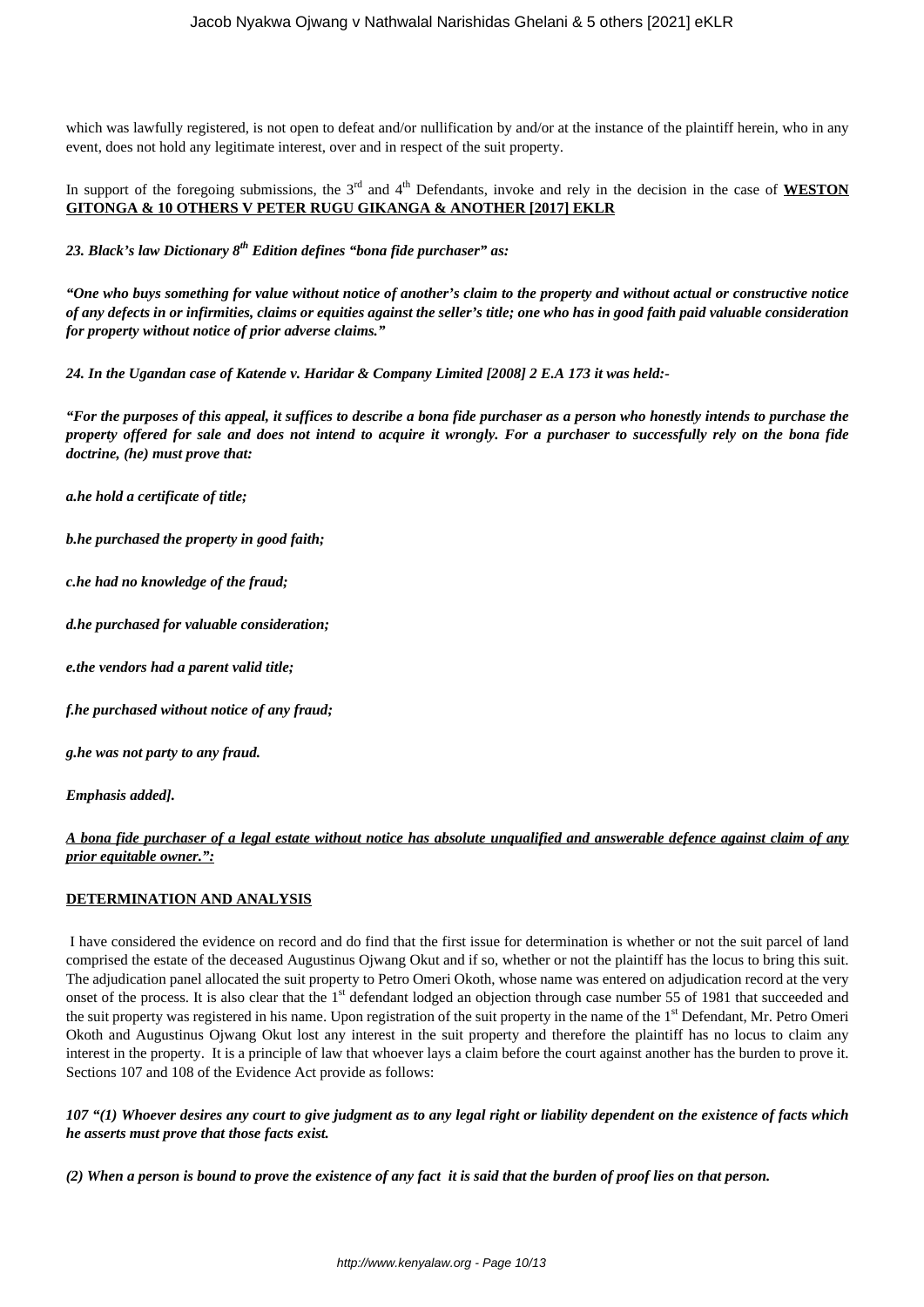which was lawfully registered, is not open to defeat and/or nullification by and/or at the instance of the plaintiff herein, who in any event, does not hold any legitimate interest, over and in respect of the suit property.

In support of the foregoing submissions, the 3rd and 4th Defendants, invoke and rely in the decision in the case of **WESTON GITONGA & 10 OTHERS V PETER RUGU GIKANGA & ANOTHER [2017] EKLR**

***23. Black's law Dictionary 8th Edition defines "bona fide purchaser" as:***

***"One who buys something for value without notice of another's claim to the property and without actual or constructive notice of any defects in or infirmities, claims or equities against the seller's title; one who has in good faith paid valuable consideration for property without notice of prior adverse claims."***

***24. In the Ugandan case of Katende v. Haridar & Company Limited [2008] 2 E.A 173 it was held:-***

***"For the purposes of this appeal, it suffices to describe a bona fide purchaser as a person who honestly intends to purchase the property offered for sale and does not intend to acquire it wrongly. For a purchaser to successfully rely on the bona fide doctrine, (he) must prove that:***

***a.he hold a certificate of title;***

***b.he purchased the property in good faith;***

***c.he had no knowledge of the fraud;***

***d.he purchased for valuable consideration;***

***e.the vendors had a parent valid title;***

***f.he purchased without notice of any fraud;***

***g.he was not party to any fraud.***

***Emphasis added].***

***A bona fide purchaser of a legal estate without notice has absolute unqualified and answerable defence against claim of any prior equitable owner.":***

**DETERMINATION AND ANALYSIS**

I have considered the evidence on record and do find that the first issue for determination is whether or not the suit parcel of land comprised the estate of the deceased Augustinus Ojwang Okut and if so, whether or not the plaintiff has the locus to bring this suit. The adjudication panel allocated the suit property to Petro Omeri Okoth, whose name was entered on adjudication record at the very onset of the process. It is also clear that the 1st defendant lodged an objection through case number 55 of 1981 that succeeded and the suit property was registered in his name. Upon registration of the suit property in the name of the 1st Defendant, Mr. Petro Omeri Okoth and Augustinus Ojwang Okut lost any interest in the suit property and therefore the plaintiff has no locus to claim any interest in the property. It is a principle of law that whoever lays a claim before the court against another has the burden to prove it. Sections 107 and 108 of the Evidence Act provide as follows:

***107 "(1) Whoever desires any court to give judgment as to any legal right or liability dependent on the existence of facts which he asserts must prove that those facts exist.***

***(2) When a person is bound to prove the existence of any fact it is said that the burden of proof lies on that person.***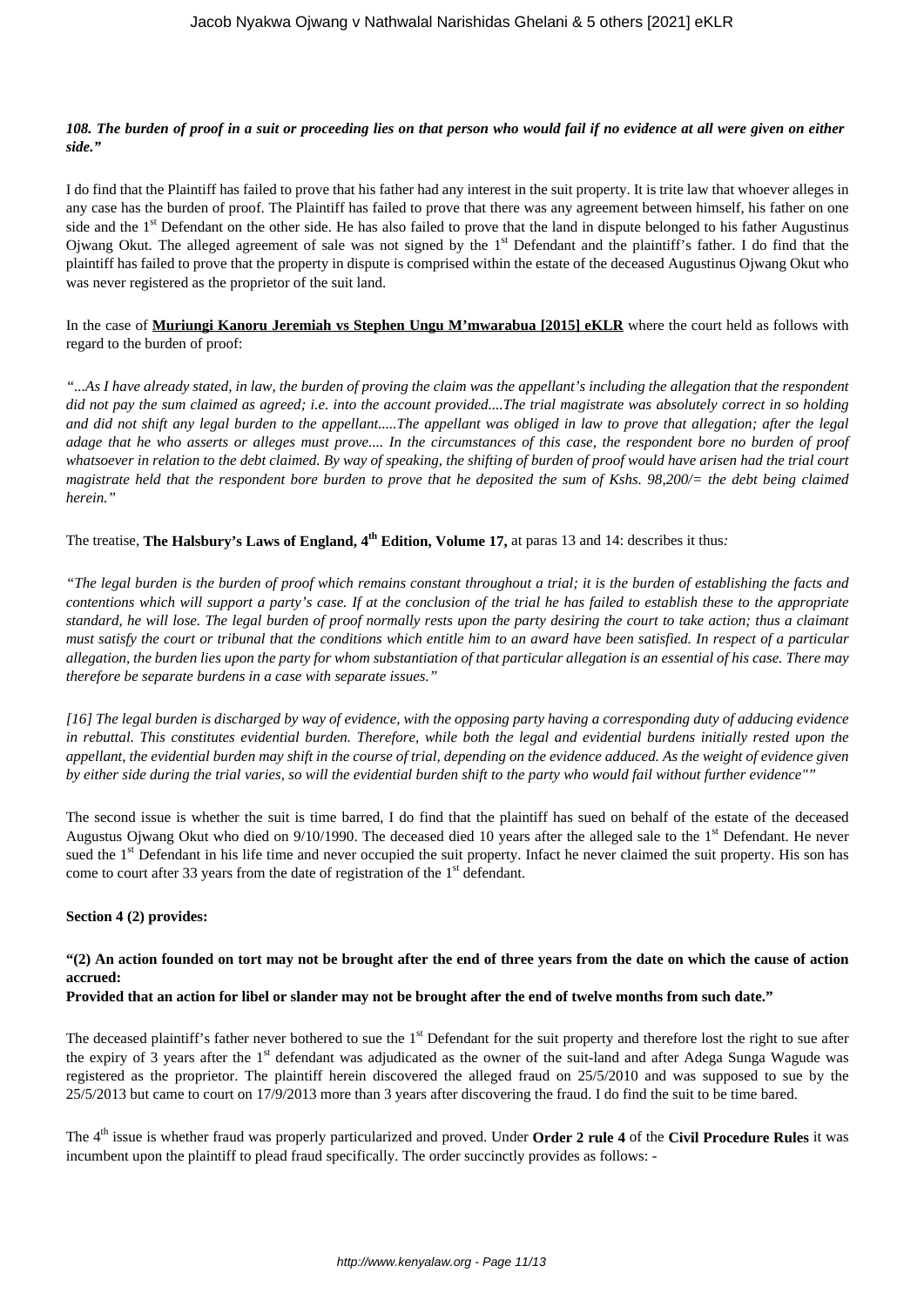***108. The burden of proof in a suit or proceeding lies on that person who would fail if no evidence at all were given on either side."***

I do find that the Plaintiff has failed to prove that his father had any interest in the suit property. It is trite law that whoever alleges in any case has the burden of proof. The Plaintiff has failed to prove that there was any agreement between himself, his father on one side and the 1st Defendant on the other side. He has also failed to prove that the land in dispute belonged to his father Augustinus Ojwang Okut. The alleged agreement of sale was not signed by the 1st Defendant and the plaintiff's father. I do find that the plaintiff has failed to prove that the property in dispute is comprised within the estate of the deceased Augustinus Ojwang Okut who was never registered as the proprietor of the suit land.

In the case of **Muriungi Kanoru Jeremiah vs Stephen Ungu M'mwarabua [2015] eKLR** where the court held as follows with regard to the burden of proof:

*"...As I have already stated, in law, the burden of proving the claim was the appellant's including the allegation that the respondent did not pay the sum claimed as agreed; i.e. into the account provided....The trial magistrate was absolutely correct in so holding and did not shift any legal burden to the appellant.....The appellant was obliged in law to prove that allegation; after the legal adage that he who asserts or alleges must prove.... In the circumstances of this case, the respondent bore no burden of proof whatsoever in relation to the debt claimed. By way of speaking, the shifting of burden of proof would have arisen had the trial court magistrate held that the respondent bore burden to prove that he deposited the sum of Kshs. 98,200/= the debt being claimed herein."*

The treatise, **The Halsbury's Laws of England, 4th Edition, Volume 17,** at paras 13 and 14: describes it thus*:*

*"The legal burden is the burden of proof which remains constant throughout a trial; it is the burden of establishing the facts and contentions which will support a party's case. If at the conclusion of the trial he has failed to establish these to the appropriate standard, he will lose. The legal burden of proof normally rests upon the party desiring the court to take action; thus a claimant must satisfy the court or tribunal that the conditions which entitle him to an award have been satisfied. In respect of a particular allegation, the burden lies upon the party for whom substantiation of that particular allegation is an essential of his case. There may therefore be separate burdens in a case with separate issues."*

*[16] The legal burden is discharged by way of evidence, with the opposing party having a corresponding duty of adducing evidence in rebuttal. This constitutes evidential burden. Therefore, while both the legal and evidential burdens initially rested upon the appellant, the evidential burden may shift in the course of trial, depending on the evidence adduced. As the weight of evidence given by either side during the trial varies, so will the evidential burden shift to the party who would fail without further evidence""*

The second issue is whether the suit is time barred, I do find that the plaintiff has sued on behalf of the estate of the deceased Augustus Ojwang Okut who died on 9/10/1990. The deceased died 10 years after the alleged sale to the 1st Defendant. He never sued the 1st Defendant in his life time and never occupied the suit property. Infact he never claimed the suit property. His son has come to court after 33 years from the date of registration of the 1st defendant.

**Section 4 (2) provides:**

**"(2) An action founded on tort may not be brought after the end of three years from the date on which the cause of action accrued:**
**Provided that an action for libel or slander may not be brought after the end of twelve months from such date."**

The deceased plaintiff's father never bothered to sue the 1st Defendant for the suit property and therefore lost the right to sue after the expiry of 3 years after the 1st defendant was adjudicated as the owner of the suit-land and after Adega Sunga Wagude was registered as the proprietor. The plaintiff herein discovered the alleged fraud on 25/5/2010 and was supposed to sue by the 25/5/2013 but came to court on 17/9/2013 more than 3 years after discovering the fraud. I do find the suit to be time bared.

The 4th issue is whether fraud was properly particularized and proved. Under **Order 2 rule 4** of the **Civil Procedure Rules** it was incumbent upon the plaintiff to plead fraud specifically. The order succinctly provides as follows: -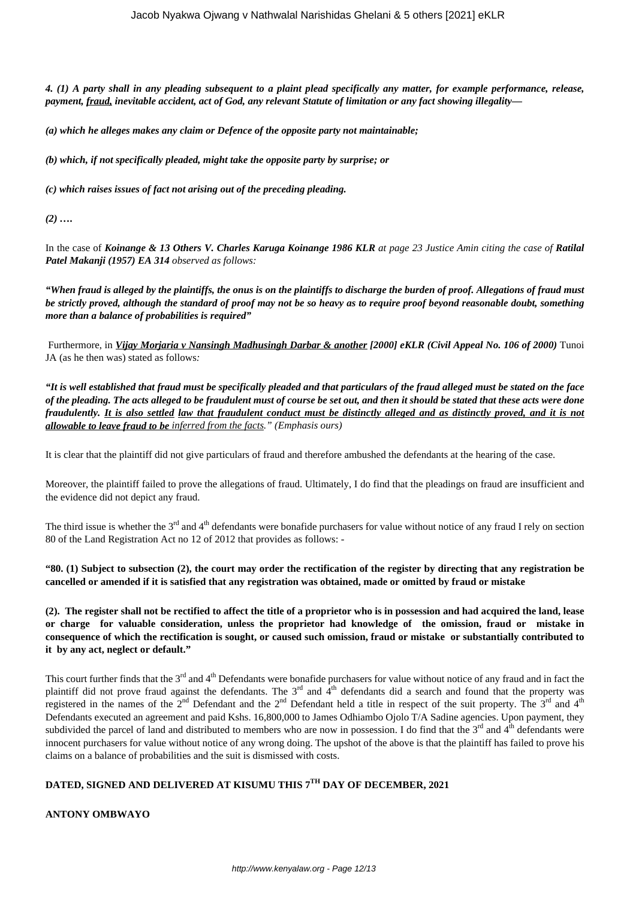***4. (1) A party shall in any pleading subsequent to a plaint plead specifically any matter, for example performance, release, payment, fraud, inevitable accident, act of God, any relevant Statute of limitation or any fact showing illegality—***

***(a) which he alleges makes any claim or Defence of the opposite party not maintainable;***

***(b) which, if not specifically pleaded, might take the opposite party by surprise; or***

***(c) which raises issues of fact not arising out of the preceding pleading.***

***(2) ….***

In the case of ***Koinange & 13 Others V. Charles Karuga Koinange 1986 KLR*** *at page 23 Justice Amin citing the case of* ***Ratilal Patel Makanji (1957) EA 314*** *observed as follows:*

***"When fraud is alleged by the plaintiffs, the onus is on the plaintiffs to discharge the burden of proof. Allegations of fraud must be strictly proved, although the standard of proof may not be so heavy as to require proof beyond reasonable doubt, something more than a balance of probabilities is required"***

Furthermore, in ***Vijay Morjaria v Nansingh Madhusingh Darbar & another [2000] eKLR (Civil Appeal No. 106 of 2000)*** Tunoi JA (as he then was) stated as follows*:*

***"It is well established that fraud must be specifically pleaded and that particulars of the fraud alleged must be stated on the face of the pleading. The acts alleged to be fraudulent must of course be set out, and then it should be stated that these acts were done fraudulently. It is also settled law that fraudulent conduct must be distinctly alleged and as distinctly proved, and it is not allowable to leave fraud to be*** *inferred from the facts." (Emphasis ours)*

It is clear that the plaintiff did not give particulars of fraud and therefore ambushed the defendants at the hearing of the case.

Moreover, the plaintiff failed to prove the allegations of fraud. Ultimately, I do find that the pleadings on fraud are insufficient and the evidence did not depict any fraud.

The third issue is whether the 3rd and 4th defendants were bonafide purchasers for value without notice of any fraud I rely on section 80 of the Land Registration Act no 12 of 2012 that provides as follows: -

**"80. (1) Subject to subsection (2), the court may order the rectification of the register by directing that any registration be cancelled or amended if it is satisfied that any registration was obtained, made or omitted by fraud or mistake**

**(2). The register shall not be rectified to affect the title of a proprietor who is in possession and had acquired the land, lease or charge for valuable consideration, unless the proprietor had knowledge of the omission, fraud or mistake in consequence of which the rectification is sought, or caused such omission, fraud or mistake or substantially contributed to it by any act, neglect or default."**

This court further finds that the 3rd and 4th Defendants were bonafide purchasers for value without notice of any fraud and in fact the plaintiff did not prove fraud against the defendants. The 3rd and 4th defendants did a search and found that the property was registered in the names of the 2nd Defendant and the 2nd Defendant held a title in respect of the suit property. The 3rd and 4th Defendants executed an agreement and paid Kshs. 16,800,000 to James Odhiambo Ojolo T/A Sadine agencies. Upon payment, they subdivided the parcel of land and distributed to members who are now in possession. I do find that the 3rd and 4th defendants were innocent purchasers for value without notice of any wrong doing. The upshot of the above is that the plaintiff has failed to prove his claims on a balance of probabilities and the suit is dismissed with costs.

**DATED, SIGNED AND DELIVERED AT KISUMU THIS 7TH DAY OF DECEMBER, 2021**

**ANTONY OMBWAYO**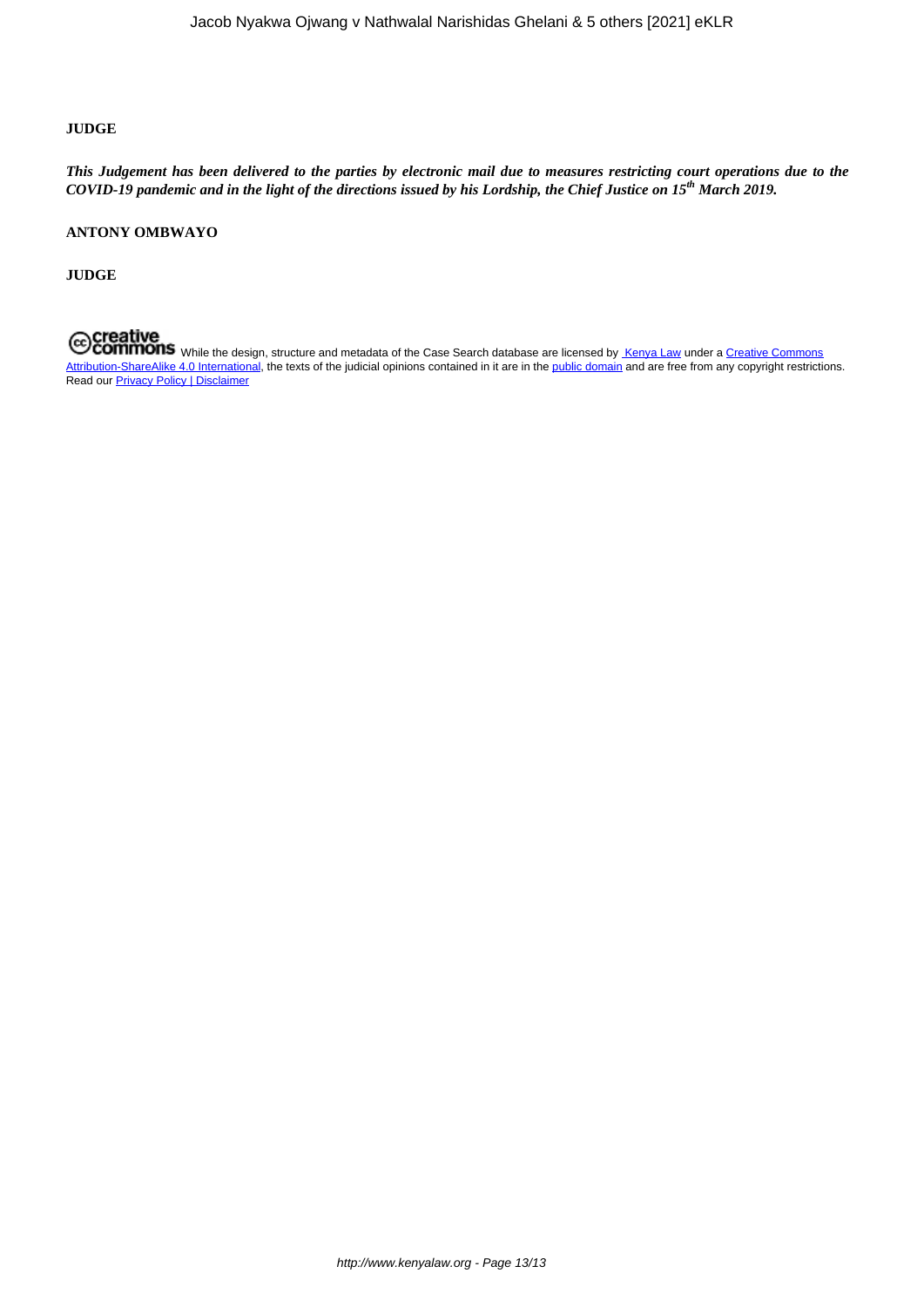**JUDGE**

***This Judgement has been delivered to the parties by electronic mail due to measures restricting court operations due to the COVID-19 pandemic and in the light of the directions issued by his Lordship, the Chief Justice on 15th March 2019.***

**ANTONY OMBWAYO**

**JUDGE**

While the design, structure and metadata of the Case Search database are licensed by Kenya Law under a Creative Commons Attribution-ShareAlike 4.0 International, the texts of the judicial opinions contained in it are in the public domain and are free from any copyright restrictions. Read our Privacy Policy | Disclaimer